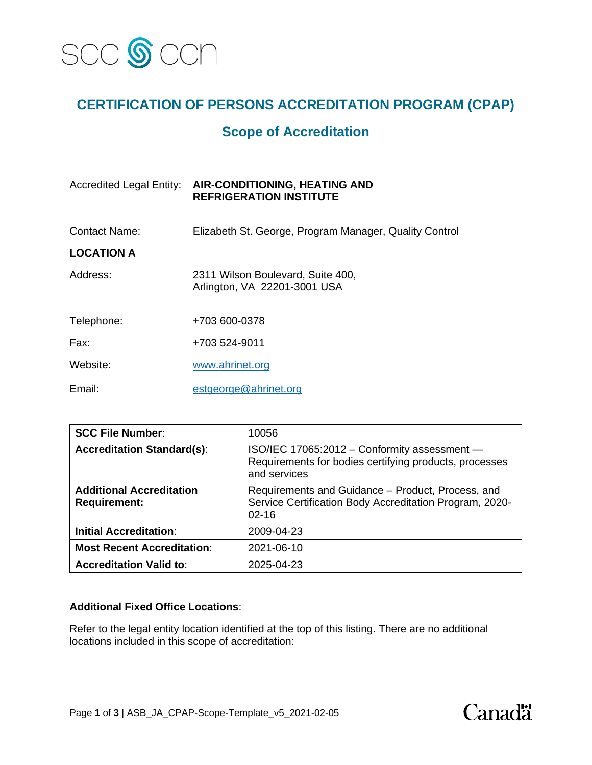SCC CCN

# CERTIFICATION OF PERSONS ACCREDITATION PROGRAM (CPAP)

## Scope of Accreditation

Accredited Legal Entity: **AIR-CONDITIONING, HEATING AND REFRIGERATION INSTITUTE**

Contact Name: Elizabeth St. George, Program Manager, Quality Control

**LOCATION A**

Address: 2311 Wilson Boulevard, Suite 400, Arlington, VA 22201-3001 USA

Telephone: +703 600-0378

Fax: +703 524-9011

Website: www.ahrinet.org

Email: estgeorge@ahrinet.org

| **SCC File Number**: | 10056 |
|---|---|
| **Accreditation Standard(s)**: | ISO/IEC 17065:2012 – Conformity assessment — Requirements for bodies certifying products, processes and services |
| **Additional Accreditation Requirement:** | Requirements and Guidance – Product, Process, and Service Certification Body Accreditation Program, 2020-02-16 |
| **Initial Accreditation**: | 2009-04-23 |
| **Most Recent Accreditation**: | 2021-06-10 |
| **Accreditation Valid to**: | 2025-04-23 |

**Additional Fixed Office Locations**:

Refer to the legal entity location identified at the top of this listing. There are no additional locations included in this scope of accreditation: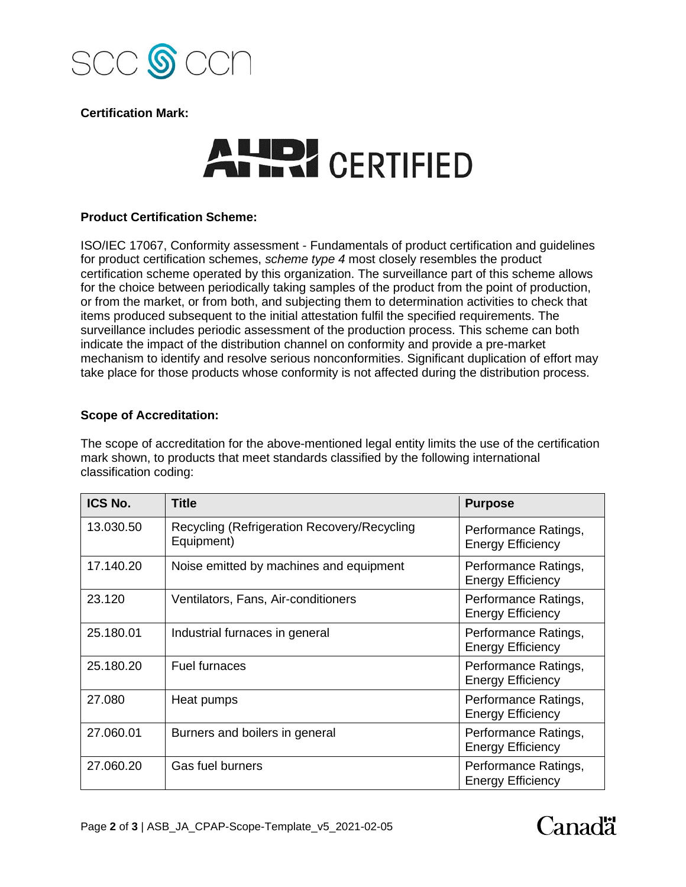**Certification Mark:**

AHRI CERTIFIED

**Product Certification Scheme:**

ISO/IEC 17067, Conformity assessment - Fundamentals of product certification and guidelines for product certification schemes, *scheme type 4* most closely resembles the product certification scheme operated by this organization. The surveillance part of this scheme allows for the choice between periodically taking samples of the product from the point of production, or from the market, or from both, and subjecting them to determination activities to check that items produced subsequent to the initial attestation fulfil the specified requirements. The surveillance includes periodic assessment of the production process. This scheme can both indicate the impact of the distribution channel on conformity and provide a pre-market mechanism to identify and resolve serious nonconformities. Significant duplication of effort may take place for those products whose conformity is not affected during the distribution process.

**Scope of Accreditation:**

The scope of accreditation for the above-mentioned legal entity limits the use of the certification mark shown, to products that meet standards classified by the following international classification coding:

| ICS No. | Title | Purpose |
|---|---|---|
| 13.030.50 | Recycling (Refrigeration Recovery/Recycling Equipment) | Performance Ratings, Energy Efficiency |
| 17.140.20 | Noise emitted by machines and equipment | Performance Ratings, Energy Efficiency |
| 23.120 | Ventilators, Fans, Air-conditioners | Performance Ratings, Energy Efficiency |
| 25.180.01 | Industrial furnaces in general | Performance Ratings, Energy Efficiency |
| 25.180.20 | Fuel furnaces | Performance Ratings, Energy Efficiency |
| 27.080 | Heat pumps | Performance Ratings, Energy Efficiency |
| 27.060.01 | Burners and boilers in general | Performance Ratings, Energy Efficiency |
| 27.060.20 | Gas fuel burners | Performance Ratings, Energy Efficiency |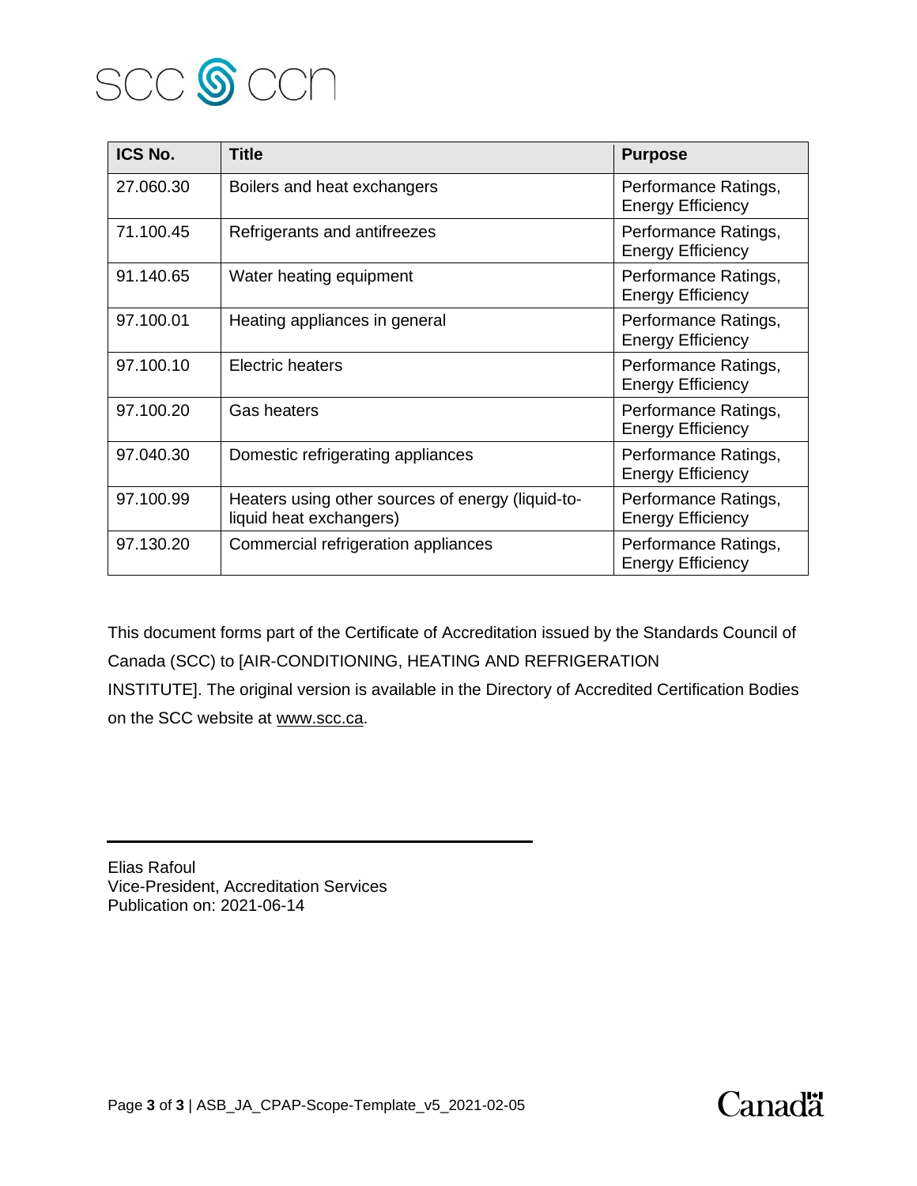| ICS No. | Title | Purpose |
| --- | --- | --- |
| 27.060.30 | Boilers and heat exchangers | Performance Ratings, Energy Efficiency |
| 71.100.45 | Refrigerants and antifreezes | Performance Ratings, Energy Efficiency |
| 91.140.65 | Water heating equipment | Performance Ratings, Energy Efficiency |
| 97.100.01 | Heating appliances in general | Performance Ratings, Energy Efficiency |
| 97.100.10 | Electric heaters | Performance Ratings, Energy Efficiency |
| 97.100.20 | Gas heaters | Performance Ratings, Energy Efficiency |
| 97.040.30 | Domestic refrigerating appliances | Performance Ratings, Energy Efficiency |
| 97.100.99 | Heaters using other sources of energy (liquid-to-liquid heat exchangers) | Performance Ratings, Energy Efficiency |
| 97.130.20 | Commercial refrigeration appliances | Performance Ratings, Energy Efficiency |

This document forms part of the Certificate of Accreditation issued by the Standards Council of Canada (SCC) to [AIR-CONDITIONING, HEATING AND REFRIGERATION INSTITUTE]. The original version is available in the Directory of Accredited Certification Bodies on the SCC website at www.scc.ca.

Elias Rafoul
Vice-President, Accreditation Services
Publication on: 2021-06-14